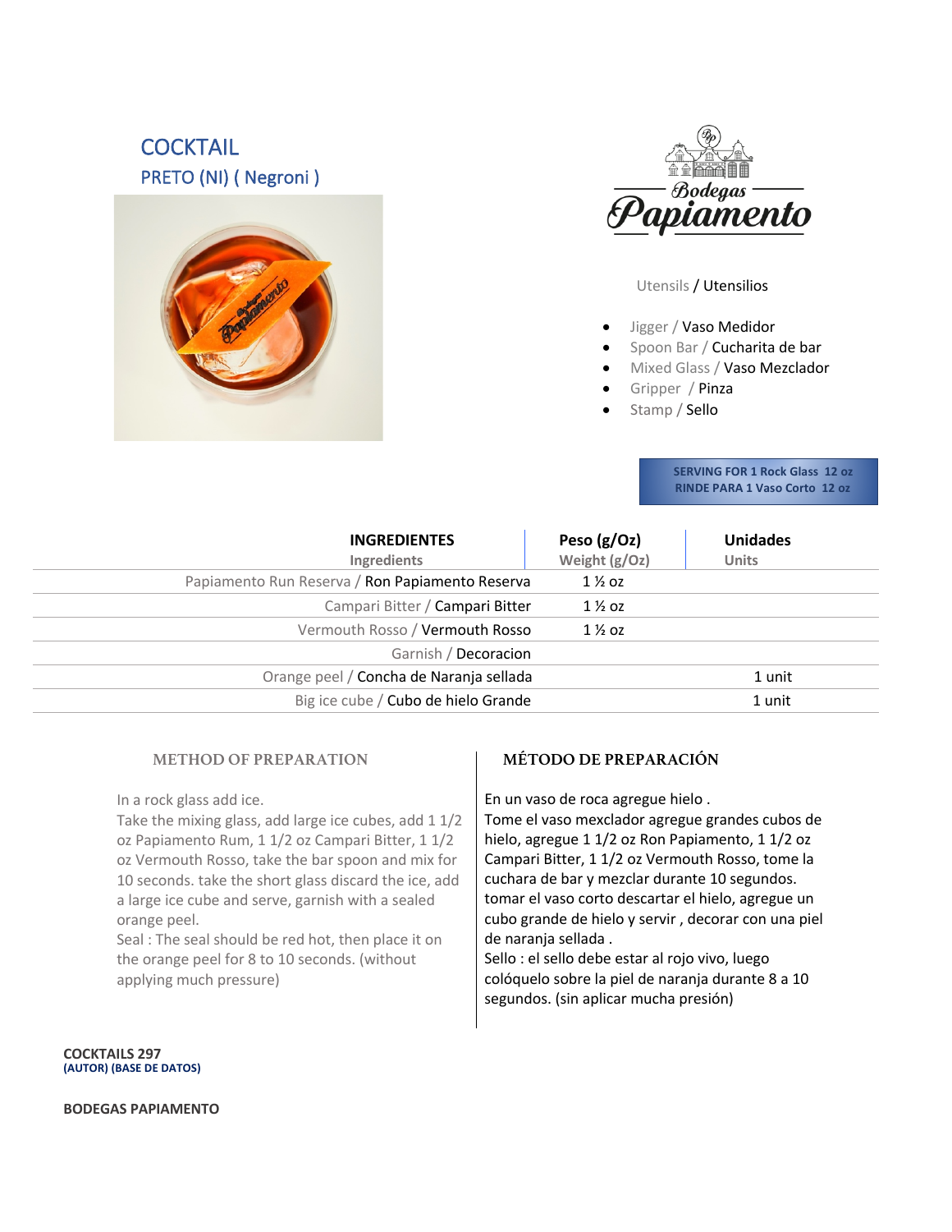# COCKTAIL

## PRETO (NI) ( Negroni )

Bodegas Papiamento

Utensils / Utensilios

- Jigger / Vaso Medidor
- Spoon Bar / Cucharita de bar
- Mixed Glass / Vaso Mezclador
- Gripper / Pinza
- Stamp / Sello

**SERVING FOR 1 Rock Glass 12 oz**
**RINDE PARA 1 Vaso Corto 12 oz**

| **INGREDIENTES** Ingredients | **Peso (g/Oz)** Weight (g/Oz) | **Unidades** Units |
|---|---|---|
| Papiamento Run Reserva / Ron Papiamento Reserva | 1 ½ oz | |
| Campari Bitter / Campari Bitter | 1 ½ oz | |
| Vermouth Rosso / Vermouth Rosso | 1 ½ oz | |
| Garnish / Decoracion | | |
| Orange peel / Concha de Naranja sellada | | 1 unit |
| Big ice cube / Cubo de hielo Grande | | 1 unit |

### METHOD OF PREPARATION

In a rock glass add ice.
Take the mixing glass, add large ice cubes, add 1 1/2 oz Papiamento Rum, 1 1/2 oz Campari Bitter, 1 1/2 oz Vermouth Rosso, take the bar spoon and mix for 10 seconds. take the short glass discard the ice, add a large ice cube and serve, garnish with a sealed orange peel.
Seal : The seal should be red hot, then place it on the orange peel for 8 to 10 seconds. (without applying much pressure)

### MÉTODO DE PREPARACIÓN

En un vaso de roca agregue hielo .
Tome el vaso mexclador agregue grandes cubos de hielo, agregue 1 1/2 oz Ron Papiamento, 1 1/2 oz Campari Bitter, 1 1/2 oz Vermouth Rosso, tome la cuchara de bar y mezclar durante 10 segundos. tomar el vaso corto descartar el hielo, agregue un cubo grande de hielo y servir , decorar con una piel de naranja sellada .
Sello : el sello debe estar al rojo vivo, luego colóquelo sobre la piel de naranja durante 8 a 10 segundos. (sin aplicar mucha presión)

**COCKTAILS 297**
**(AUTOR) (BASE DE DATOS)**

**BODEGAS PAPIAMENTO**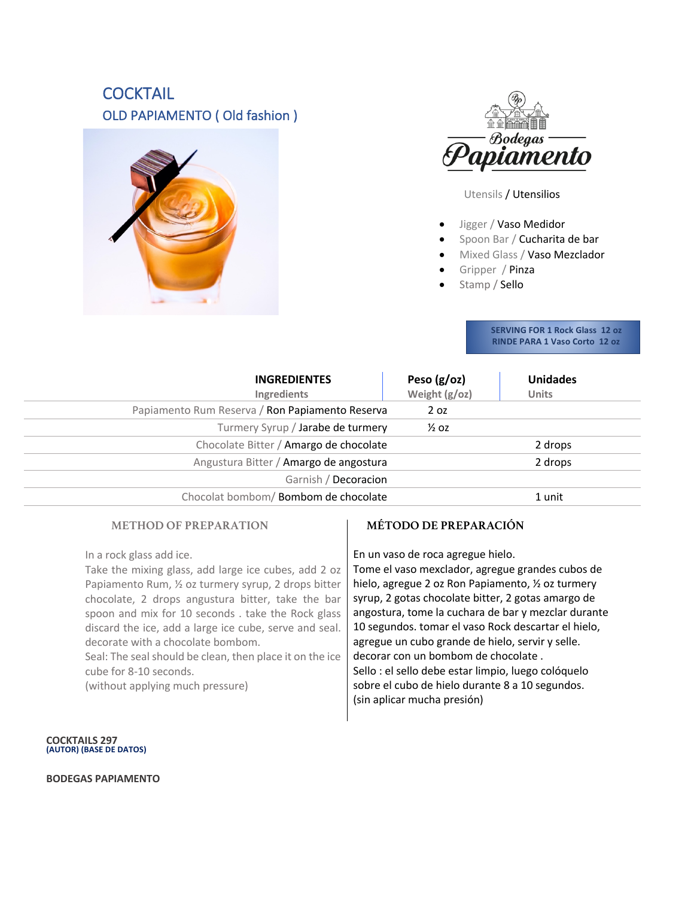# COCKTAIL

## OLD PAPIAMENTO ( Old fashion )

Bodegas Papiamento

Utensils / Utensilios

- Jigger / Vaso Medidor
- Spoon Bar / Cucharita de bar
- Mixed Glass / Vaso Mezclador
- Gripper / Pinza
- Stamp / Sello

**SERVING FOR 1 Rock Glass 12 oz**
**RINDE PARA 1 Vaso Corto 12 oz**

| INGREDIENTES<br>Ingredients | Peso (g/oz)<br>Weight (g/oz) | Unidades<br>Units |
|---|---|---|
| Papiamento Rum Reserva / Ron Papiamento Reserva | 2 oz | |
| Turmery Syrup / Jarabe de turmery | ½ oz | |
| Chocolate Bitter / Amargo de chocolate | | 2 drops |
| Angustura Bitter / Amargo de angostura | | 2 drops |
| Garnish / Decoracion | | |
| Chocolat bombom/ Bombom de chocolate | | 1 unit |

### METHOD OF PREPARATION

In a rock glass add ice.
Take the mixing glass, add large ice cubes, add 2 oz Papiamento Rum, ½ oz turmery syrup, 2 drops bitter chocolate, 2 drops angustura bitter, take the bar spoon and mix for 10 seconds . take the Rock glass discard the ice, add a large ice cube, serve and seal. decorate with a chocolate bombom.
Seal: The seal should be clean, then place it on the ice cube for 8-10 seconds.
(without applying much pressure)

### MÉTODO DE PREPARACIÓN

En un vaso de roca agregue hielo.
Tome el vaso mexclador, agregue grandes cubos de hielo, agregue 2 oz Ron Papiamento, ½ oz turmery syrup, 2 gotas chocolate bitter, 2 gotas amargo de angostura, tome la cuchara de bar y mezclar durante 10 segundos. tomar el vaso Rock descartar el hielo, agregue un cubo grande de hielo, servir y selle. decorar con un bombom de chocolate .
Sello : el sello debe estar limpio, luego colóquelo sobre el cubo de hielo durante 8 a 10 segundos.
(sin aplicar mucha presión)

**COCKTAILS 297**
**(AUTOR) (BASE DE DATOS)**

**BODEGAS PAPIAMENTO**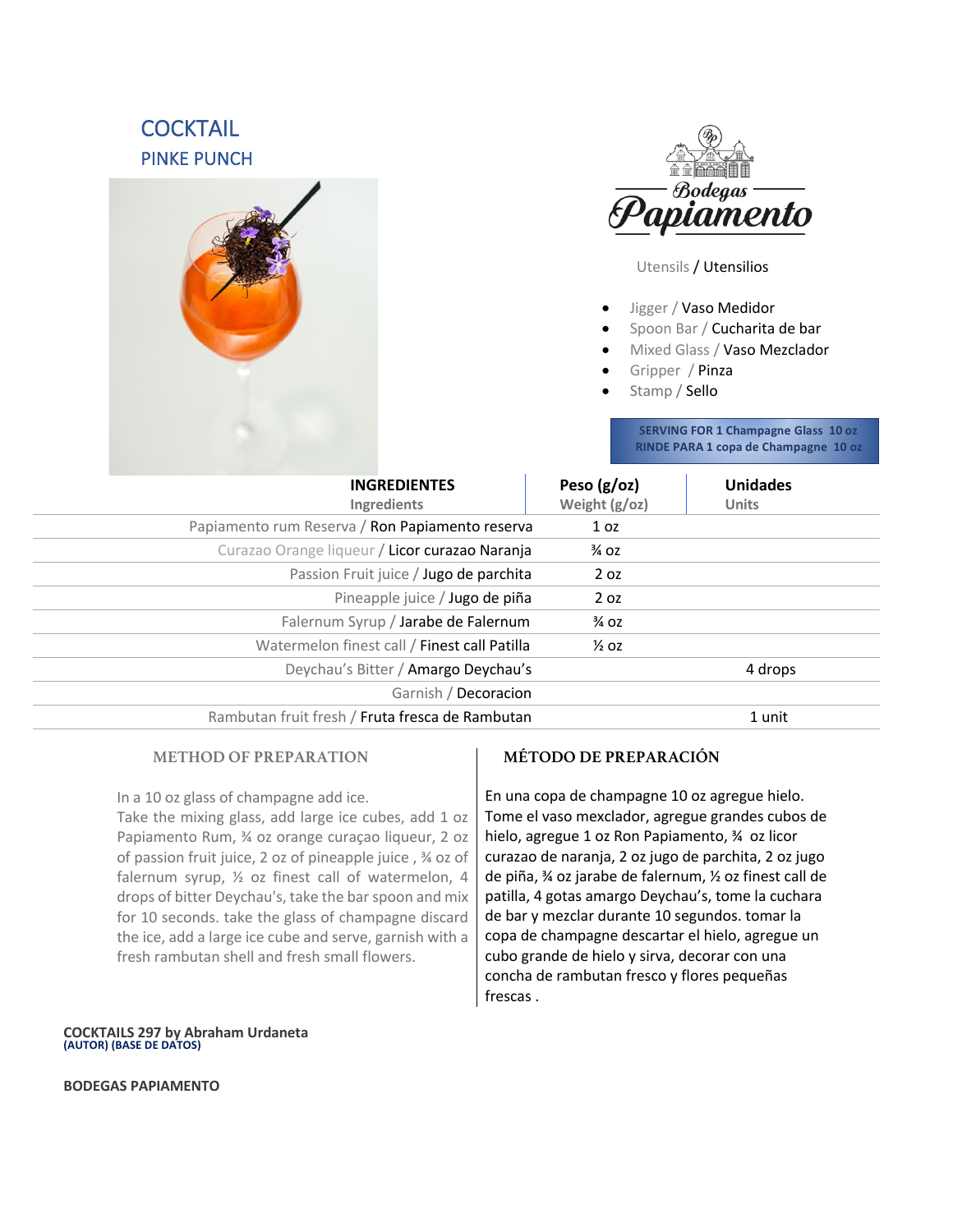# COCKTAIL

## PINKE PUNCH

Bodegas Papiamento

Utensils / Utensilios

- Jigger / Vaso Medidor
- Spoon Bar / Cucharita de bar
- Mixed Glass / Vaso Mezclador
- Gripper / Pinza
- Stamp / Sello

**SERVING FOR 1 Champagne Glass 10 oz**
**RINDE PARA 1 copa de Champagne 10 oz**

| INGREDIENTES Ingredients | Peso (g/oz) Weight (g/oz) | Unidades Units |
|---|---|---|
| Papiamento rum Reserva / Ron Papiamento reserva | 1 oz | |
| Curazao Orange liqueur / Licor curazao Naranja | ¾ oz | |
| Passion Fruit juice / Jugo de parchita | 2 oz | |
| Pineapple juice / Jugo de piña | 2 oz | |
| Falernum Syrup / Jarabe de Falernum | ¾ oz | |
| Watermelon finest call / Finest call Patilla | ½ oz | |
| Deychau's Bitter / Amargo Deychau's | | 4 drops |
| Garnish / Decoracion | | |
| Rambutan fruit fresh / Fruta fresca de Rambutan | | 1 unit |

### METHOD OF PREPARATION

In a 10 oz glass of champagne add ice.
Take the mixing glass, add large ice cubes, add 1 oz Papiamento Rum, ¾ oz orange curaçao liqueur, 2 oz of passion fruit juice, 2 oz of pineapple juice , ¾ oz of falernum syrup, ½ oz finest call of watermelon, 4 drops of bitter Deychau's, take the bar spoon and mix for 10 seconds. take the glass of champagne discard the ice, add a large ice cube and serve, garnish with a fresh rambutan shell and fresh small flowers.

### MÉTODO DE PREPARACIÓN

En una copa de champagne 10 oz agregue hielo.
Tome el vaso mexclador, agregue grandes cubos de hielo, agregue 1 oz Ron Papiamento, ¾ oz licor curazao de naranja, 2 oz jugo de parchita, 2 oz jugo de piña, ¾ oz jarabe de falernum, ½ oz finest call de patilla, 4 gotas amargo Deychau's, tome la cuchara de bar y mezclar durante 10 segundos. tomar la copa de champagne descartar el hielo, agregue un cubo grande de hielo y sirva, decorar con una concha de rambutan fresco y flores pequeñas frescas .

**COCKTAILS 297 by Abraham Urdaneta**
**(AUTOR) (BASE DE DATOS)**

**BODEGAS PAPIAMENTO**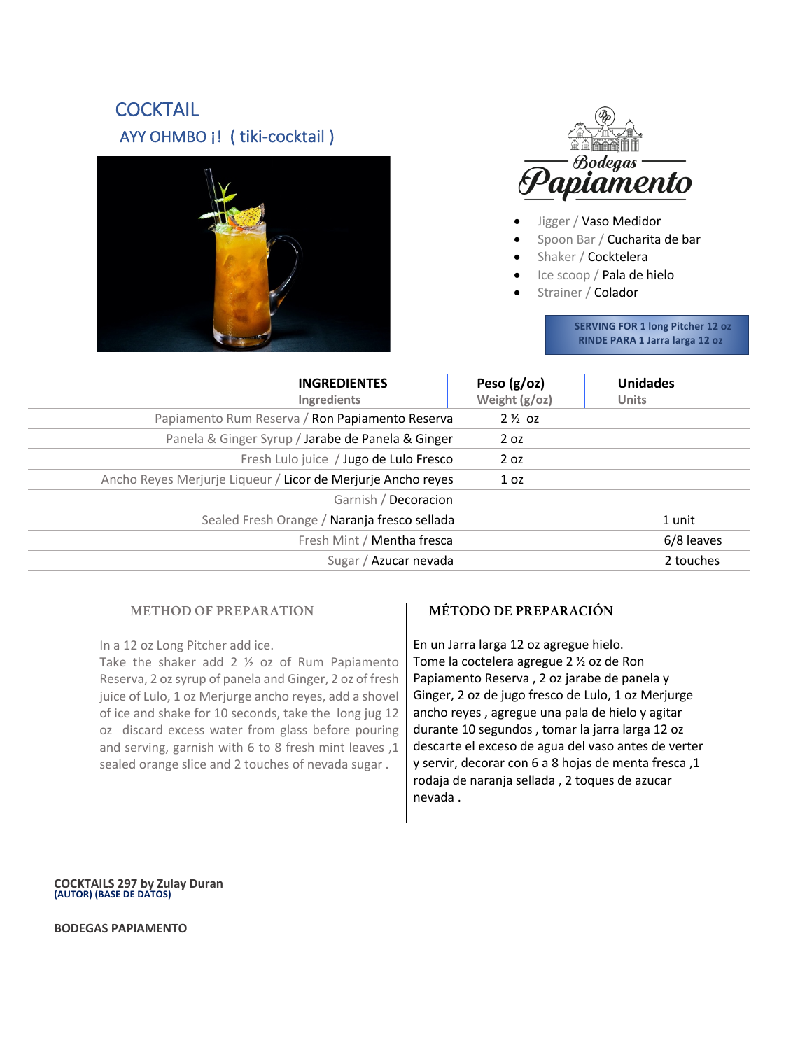# COCKTAIL

## AYY OHMBO ¡! ( tiki-cocktail )

Bodegas Papiamento

- Jigger / Vaso Medidor
- Spoon Bar / Cucharita de bar
- Shaker / Cocktelera
- Ice scoop / Pala de hielo
- Strainer / Colador

**SERVING FOR 1 long Pitcher 12 oz**
**RINDE PARA 1 Jarra larga 12 oz**

| **INGREDIENTES** Ingredients | **Peso (g/oz)** Weight (g/oz) | **Unidades** Units |
|---|---|---|
| Papiamento Rum Reserva / Ron Papiamento Reserva | 2 ½ oz | |
| Panela & Ginger Syrup / Jarabe de Panela & Ginger | 2 oz | |
| Fresh Lulo juice / Jugo de Lulo Fresco | 2 oz | |
| Ancho Reyes Merjurje Liqueur / Licor de Merjurje Ancho reyes | 1 oz | |
| Garnish / Decoracion | | |
| Sealed Fresh Orange / Naranja fresco sellada | | 1 unit |
| Fresh Mint / Mentha fresca | | 6/8 leaves |
| Sugar / Azucar nevada | | 2 touches |

### METHOD OF PREPARATION

In a 12 oz Long Pitcher add ice.
Take the shaker add 2 ½ oz of Rum Papiamento Reserva, 2 oz syrup of panela and Ginger, 2 oz of fresh juice of Lulo, 1 oz Merjurge ancho reyes, add a shovel of ice and shake for 10 seconds, take the long jug 12 oz discard excess water from glass before pouring and serving, garnish with 6 to 8 fresh mint leaves ,1 sealed orange slice and 2 touches of nevada sugar .

### MÉTODO DE PREPARACIÓN

En un Jarra larga 12 oz agregue hielo.
Tome la coctelera agregue 2 ½ oz de Ron Papiamento Reserva , 2 oz jarabe de panela y Ginger, 2 oz de jugo fresco de Lulo, 1 oz Merjurge ancho reyes , agregue una pala de hielo y agitar durante 10 segundos , tomar la jarra larga 12 oz descarte el exceso de agua del vaso antes de verter y servir, decorar con 6 a 8 hojas de menta fresca ,1 rodaja de naranja sellada , 2 toques de azucar nevada .

**COCKTAILS 297 by Zulay Duran**
**(AUTOR) (BASE DE DATOS)**

**BODEGAS PAPIAMENTO**